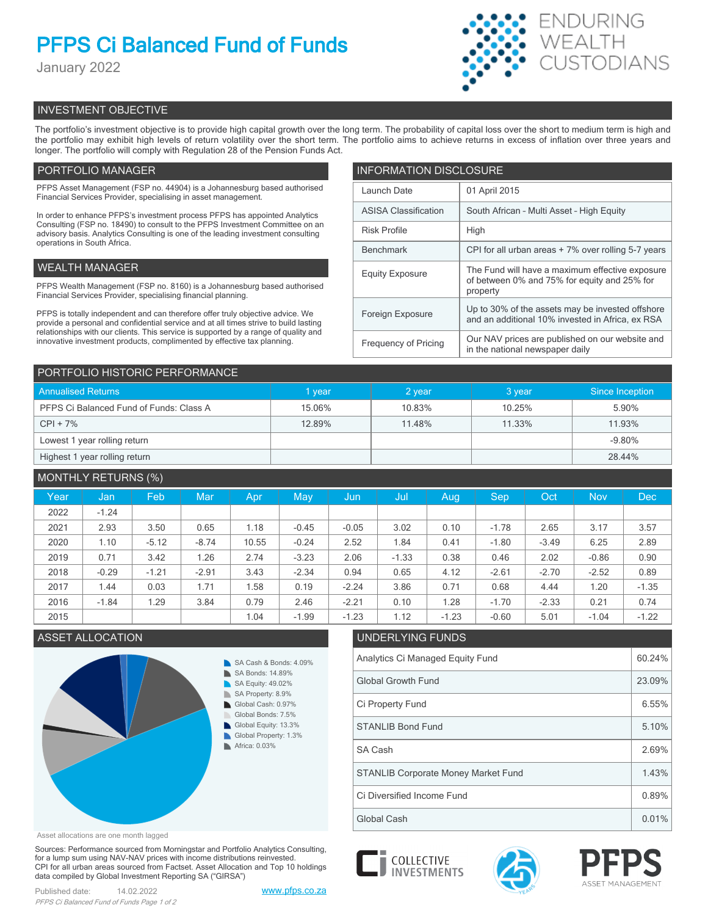# PFPS Ci Balanced Fund of Funds

January 2022

ENDURING WEALTH CUSTODIANS

## INVESTMENT OBJECTIVE

The portfolio's investment objective is to provide high capital growth over the long term. The probability of capital loss over the short to medium term is high and the portfolio may exhibit high levels of return volatility over the short term. The portfolio aims to achieve returns in excess of inflation over three years and longer. The portfolio will comply with Regulation 28 of the Pension Funds Act.

## PORTFOLIO MANAGER

PFPS Asset Management (FSP no. 44904) is a Johannesburg based authorised Financial Services Provider, specialising in asset management.

In order to enhance PFPS's investment process PFPS has appointed Analytics Consulting (FSP no. 18490) to consult to the PFPS Investment Committee on an advisory basis. Analytics Consulting is one of the leading investment consulting operations in South Africa.

## WEALTH MANAGER

PFPS Wealth Management (FSP no. 8160) is a Johannesburg based authorised Financial Services Provider, specialising financial planning.

PFPS is totally independent and can therefore offer truly objective advice. We provide a personal and confidential service and at all times strive to build lasting relationships with our clients. This service is supported by a range of quality and innovative investment products, complimented by effective tax planning.

## INFORMATION DISCLOSURE

| | |
|---|---|
| Launch Date | 01 April 2015 |
| ASISA Classification | South African - Multi Asset - High Equity |
| Risk Profile | High |
| Benchmark | CPI for all urban areas + 7% over rolling 5-7 years |
| Equity Exposure | The Fund will have a maximum effective exposure of between 0% and 75% for equity and 25% for property |
| Foreign Exposure | Up to 30% of the assets may be invested offshore and an additional 10% invested in Africa, ex RSA |
| Frequency of Pricing | Our NAV prices are published on our website and in the national newspaper daily |

## PORTFOLIO HISTORIC PERFORMANCE

| Annualised Returns | 1 year | 2 year | 3 year | Since Inception |
|---|---|---|---|---|
| PFPS Ci Balanced Fund of Funds: Class A | 15.06% | 10.83% | 10.25% | 5.90% |
| CPI + 7% | 12.89% | 11.48% | 11.33% | 11.93% |
| Lowest 1 year rolling return | | | | -9.80% |
| Highest 1 year rolling return | | | | 28.44% |

## MONTHLY RETURNS (%)

| Year | Jan | Feb | Mar | Apr | May | Jun | Jul | Aug | Sep | Oct | Nov | Dec |
|---|---|---|---|---|---|---|---|---|---|---|---|---|
| 2022 | -1.24 | | | | | | | | | | | |
| 2021 | 2.93 | 3.50 | 0.65 | 1.18 | -0.45 | -0.05 | 3.02 | 0.10 | -1.78 | 2.65 | 3.17 | 3.57 |
| 2020 | 1.10 | -5.12 | -8.74 | 10.55 | -0.24 | 2.52 | 1.84 | 0.41 | -1.80 | -3.49 | 6.25 | 2.89 |
| 2019 | 0.71 | 3.42 | 1.26 | 2.74 | -3.23 | 2.06 | -1.33 | 0.38 | 0.46 | 2.02 | -0.86 | 0.90 |
| 2018 | -0.29 | -1.21 | -2.91 | 3.43 | -2.34 | 0.94 | 0.65 | 4.12 | -2.61 | -2.70 | -2.52 | 0.89 |
| 2017 | 1.44 | 0.03 | 1.71 | 1.58 | 0.19 | -2.24 | 3.86 | 0.71 | 0.68 | 4.44 | 1.20 | -1.35 |
| 2016 | -1.84 | 1.29 | 3.84 | 0.79 | 2.46 | -2.21 | 0.10 | 1.28 | -1.70 | -2.33 | 0.21 | 0.74 |
| 2015 | | | | 1.04 | -1.99 | -1.23 | 1.12 | -1.23 | -0.60 | 5.01 | -1.04 | -1.22 |

## ASSET ALLOCATION

- SA Cash & Bonds: 4.09%
- SA Bonds: 14.89%
- SA Equity: 49.02%
- SA Property: 8.9%
- Global Cash: 0.97%
- Global Bonds: 7.5%
- Global Equity: 13.3%
- Global Property: 1.3%
- Africa: 0.03%

Asset allocations are one month lagged

## UNDERLYING FUNDS

| | |
|---|---|
| Analytics Ci Managed Equity Fund | 60.24% |
| Global Growth Fund | 23.09% |
| Ci Property Fund | 6.55% |
| STANLIB Bond Fund | 5.10% |
| SA Cash | 2.69% |
| STANLIB Corporate Money Market Fund | 1.43% |
| Ci Diversified Income Fund | 0.89% |
| Global Cash | 0.01% |

Sources: Performance sourced from Morningstar and Portfolio Analytics Consulting, for a lump sum using NAV-NAV prices with income distributions reinvested. CPI for all urban areas sourced from Factset. Asset Allocation and Top 10 holdings data compiled by Global Investment Reporting SA ("GIRSA")

Published date: 14.02.2022

www.pfps.co.za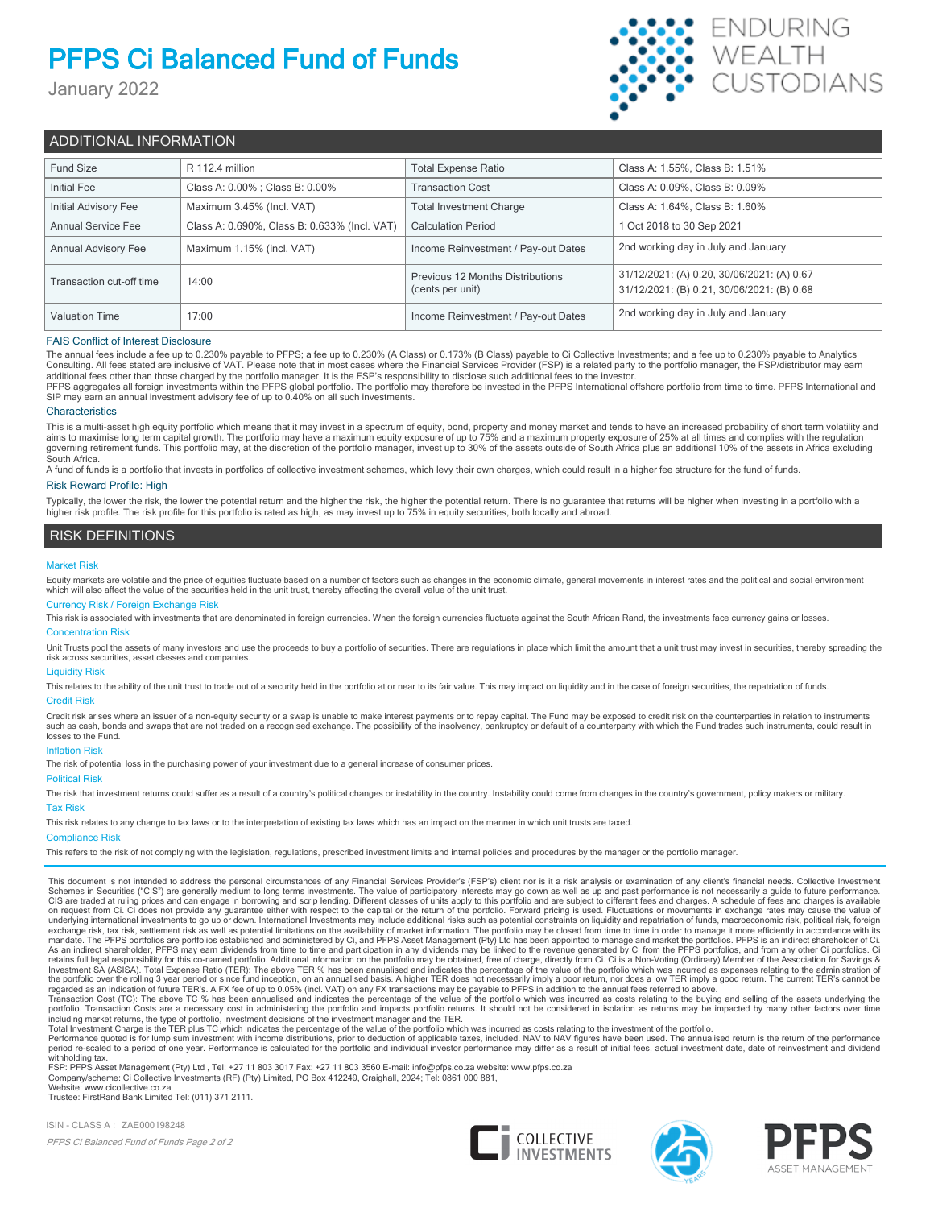# PFPS Ci Balanced Fund of Funds

January 2022

## ADDITIONAL INFORMATION

| | | | |
|---|---|---|---|
| Fund Size | R 112.4 million | Total Expense Ratio | Class A: 1.55%, Class B: 1.51% |
| Initial Fee | Class A: 0.00% ; Class B: 0.00% | Transaction Cost | Class A: 0.09%, Class B: 0.09% |
| Initial Advisory Fee | Maximum 3.45% (Incl. VAT) | Total Investment Charge | Class A: 1.64%, Class B: 1.60% |
| Annual Service Fee | Class A: 0.690%, Class B: 0.633% (Incl. VAT) | Calculation Period | 1 Oct 2018 to 30 Sep 2021 |
| Annual Advisory Fee | Maximum 1.15% (incl. VAT) | Income Reinvestment / Pay-out Dates | 2nd working day in July and January |
| Transaction cut-off time | 14:00 | Previous 12 Months Distributions (cents per unit) | 31/12/2021: (A) 0.20, 30/06/2021: (A) 0.67<br>31/12/2021: (B) 0.21, 30/06/2021: (B) 0.68 |
| Valuation Time | 17:00 | Income Reinvestment / Pay-out Dates | 2nd working day in July and January |

### FAIS Conflict of Interest Disclosure

The annual fees include a fee up to 0.230% payable to PFPS; a fee up to 0.230% (A Class) or 0.173% (B Class) payable to Ci Collective Investments; and a fee up to 0.230% payable to Analytics Consulting. All fees stated are inclusive of VAT. Please note that in most cases where the Financial Services Provider (FSP) is a related party to the portfolio manager, the FSP/distributor may earn additional fees other than those charged by the portfolio manager. It is the FSP's responsibility to disclose such additional fees to the investor.
PFPS aggregates all foreign investments within the PFPS global portfolio. The portfolio may therefore be invested in the PFPS International offshore portfolio from time to time. PFPS International and SIP may earn an annual investment advisory fee of up to 0.40% on all such investments.

### Characteristics

This is a multi-asset high equity portfolio which means that it may invest in a spectrum of equity, bond, property and money market and tends to have an increased probability of short term volatility and aims to maximise long term capital growth. The portfolio may have a maximum equity exposure of up to 75% and a maximum property exposure of 25% at all times and complies with the regulation governing retirement funds. This portfolio may, at the discretion of the portfolio manager, invest up to 30% of the assets outside of South Africa plus an additional 10% of the assets in Africa excluding South Africa.
A fund of funds is a portfolio that invests in portfolios of collective investment schemes, which levy their own charges, which could result in a higher fee structure for the fund of funds.

### Risk Reward Profile: High

Typically, the lower the risk, the lower the potential return and the higher the risk, the higher the potential return. There is no guarantee that returns will be higher when investing in a portfolio with a higher risk profile. The risk profile for this portfolio is rated as high, as may invest up to 75% in equity securities, both locally and abroad.

## RISK DEFINITIONS

### Market Risk

Equity markets are volatile and the price of equities fluctuate based on a number of factors such as changes in the economic climate, general movements in interest rates and the political and social environment which will also affect the value of the securities held in the unit trust, thereby affecting the overall value of the unit trust.

### Currency Risk / Foreign Exchange Risk

This risk is associated with investments that are denominated in foreign currencies. When the foreign currencies fluctuate against the South African Rand, the investments face currency gains or losses.

### Concentration Risk

Unit Trusts pool the assets of many investors and use the proceeds to buy a portfolio of securities. There are regulations in place which limit the amount that a unit trust may invest in securities, thereby spreading the risk across securities, asset classes and companies.

### Liquidity Risk

This relates to the ability of the unit trust to trade out of a security held in the portfolio at or near to its fair value. This may impact on liquidity and in the case of foreign securities, the repatriation of funds.

### Credit Risk

Credit risk arises where an issuer of a non-equity security or a swap is unable to make interest payments or to repay capital. The Fund may be exposed to credit risk on the counterparties in relation to instruments such as cash, bonds and swaps that are not traded on a recognised exchange. The possibility of the insolvency, bankruptcy or default of a counterparty with which the Fund trades such instruments, could result in losses to the Fund.

### Inflation Risk

The risk of potential loss in the purchasing power of your investment due to a general increase of consumer prices.

### Political Risk

The risk that investment returns could suffer as a result of a country's political changes or instability in the country. Instability could come from changes in the country's government, policy makers or military.

### Tax Risk

This risk relates to any change to tax laws or to the interpretation of existing tax laws which has an impact on the manner in which unit trusts are taxed.

### Compliance Risk

This refers to the risk of not complying with the legislation, regulations, prescribed investment limits and internal policies and procedures by the manager or the portfolio manager.

This document is not intended to address the personal circumstances of any Financial Services Provider's (FSP's) client nor is it a risk analysis or examination of any client's financial needs. Collective Investment Schemes in Securities ("CIS") are generally medium to long terms investments. The value of participatory interests may go down as well as up and past performance is not necessarily a guide to future performance. CIS are traded at ruling prices and can engage in borrowing and scrip lending. Different classes of units apply to this portfolio and are subject to different fees and charges. A schedule of fees and charges is available on request from Ci. Ci does not provide any guarantee either with respect to the capital or the return of the portfolio. Forward pricing is used. Fluctuations or movements in exchange rates may cause the value of underlying international investments to go up or down. International Investments may include additional risks such as potential constraints on liquidity and repatriation of funds, macroeconomic risk, political risk, foreign exchange risk, tax risk, settlement risk as well as potential limitations on the availability of market information. The portfolio may be closed from time to time in order to manage it more efficiently in accordance with its mandate. The PFPS portfolios are portfolios established and administered by Ci, and PFPS Asset Management (Pty) Ltd has been appointed to manage and market the portfolios. PFPS is an indirect shareholder of Ci. As an indirect shareholder, PFPS may earn dividends from time to time and participation in any dividends may be linked to the revenue generated by Ci from the PFPS portfolios, and from any other Ci portfolios. Ci retains full legal responsibility for this co-named portfolio. Additional information on the portfolio may be obtained, free of charge, directly from Ci. Ci is a Non-Voting (Ordinary) Member of the Association for Savings & Investment SA (ASISA). Total Expense Ratio (TER): The above TER % has been annualised and indicates the percentage of the value of the portfolio which was incurred as expenses relating to the administration of the portfolio over the rolling 3 year period or since fund inception, on an annualised basis. A higher TER does not necessarily imply a poor return, nor does a low TER imply a good return. The current TER's cannot be regarded as an indication of future TER's. A FX fee of up to 0.05% (incl. VAT) on any FX transactions may be payable to PFPS in addition to the annual fees referred to above.
Transaction Cost (TC): The above TC % has been annualised and indicates the percentage of the value of the portfolio which was incurred as costs relating to the buying and selling of the assets underlying the portfolio. Transaction Costs are a necessary cost in administering the portfolio and impacts portfolio returns. It should not be considered in isolation as returns may be impacted by many other factors over time including market returns, the type of portfolio, investment decisions of the investment manager and the TER.
Total Investment Charge is the TER plus TC which indicates the percentage of the value of the portfolio which was incurred as costs relating to the investment of the portfolio.
Performance quoted is for lump sum investment with income distributions, prior to deduction of applicable taxes, included. NAV to NAV figures have been used. The annualised return is the return of the performance period re-scaled to a period of one year. Performance is calculated for the portfolio and individual investor performance may differ as a result of initial fees, actual investment date, date of reinvestment and dividend withholding tax.
FSP: PFPS Asset Management (Pty) Ltd , Tel: +27 11 803 3017 Fax: +27 11 803 3560 E-mail: info@pfps.co.za website: www.pfps.co.za
Company/scheme: Ci Collective Investments (RF) (Pty) Limited, PO Box 412249, Craighall, 2024; Tel: 0861 000 881,
Website: www.cicollective.co.za
Trustee: FirstRand Bank Limited Tel: (011) 371 2111.

ISIN - CLASS A : ZAE000198248